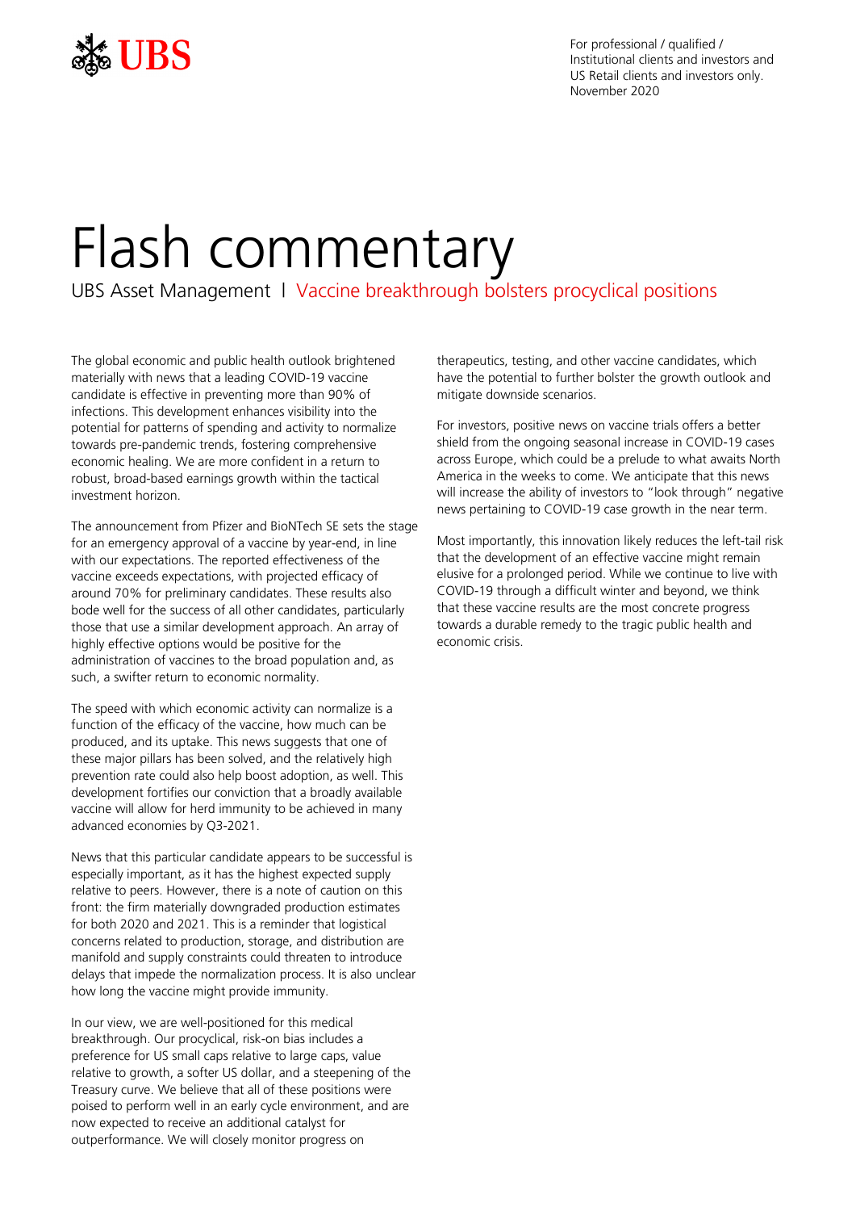For professional / qualified / Institutional clients and investors and US Retail clients and investors only.
November 2020

# Flash commentary

UBS Asset Management | Vaccine breakthrough bolsters procyclical positions

The global economic and public health outlook brightened materially with news that a leading COVID-19 vaccine candidate is effective in preventing more than 90% of infections. This development enhances visibility into the potential for patterns of spending and activity to normalize towards pre-pandemic trends, fostering comprehensive economic healing. We are more confident in a return to robust, broad-based earnings growth within the tactical investment horizon.

The announcement from Pfizer and BioNTech SE sets the stage for an emergency approval of a vaccine by year-end, in line with our expectations. The reported effectiveness of the vaccine exceeds expectations, with projected efficacy of around 70% for preliminary candidates. These results also bode well for the success of all other candidates, particularly those that use a similar development approach. An array of highly effective options would be positive for the administration of vaccines to the broad population and, as such, a swifter return to economic normality.

The speed with which economic activity can normalize is a function of the efficacy of the vaccine, how much can be produced, and its uptake. This news suggests that one of these major pillars has been solved, and the relatively high prevention rate could also help boost adoption, as well. This development fortifies our conviction that a broadly available vaccine will allow for herd immunity to be achieved in many advanced economies by Q3-2021.

News that this particular candidate appears to be successful is especially important, as it has the highest expected supply relative to peers. However, there is a note of caution on this front: the firm materially downgraded production estimates for both 2020 and 2021. This is a reminder that logistical concerns related to production, storage, and distribution are manifold and supply constraints could threaten to introduce delays that impede the normalization process. It is also unclear how long the vaccine might provide immunity.

In our view, we are well-positioned for this medical breakthrough. Our procyclical, risk-on bias includes a preference for US small caps relative to large caps, value relative to growth, a softer US dollar, and a steepening of the Treasury curve. We believe that all of these positions were poised to perform well in an early cycle environment, and are now expected to receive an additional catalyst for outperformance. We will closely monitor progress on therapeutics, testing, and other vaccine candidates, which have the potential to further bolster the growth outlook and mitigate downside scenarios.

For investors, positive news on vaccine trials offers a better shield from the ongoing seasonal increase in COVID-19 cases across Europe, which could be a prelude to what awaits North America in the weeks to come. We anticipate that this news will increase the ability of investors to "look through" negative news pertaining to COVID-19 case growth in the near term.

Most importantly, this innovation likely reduces the left-tail risk that the development of an effective vaccine might remain elusive for a prolonged period. While we continue to live with COVID-19 through a difficult winter and beyond, we think that these vaccine results are the most concrete progress towards a durable remedy to the tragic public health and economic crisis.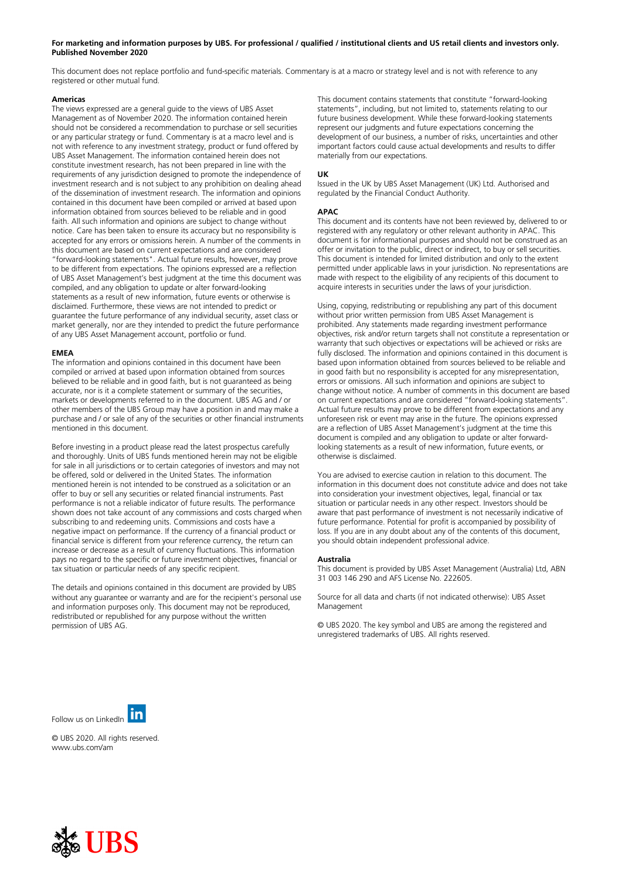**For marketing and information purposes by UBS. For professional / qualified / institutional clients and US retail clients and investors only. Published November 2020**

This document does not replace portfolio and fund-specific materials. Commentary is at a macro or strategy level and is not with reference to any registered or other mutual fund.

**Americas**

The views expressed are a general guide to the views of UBS Asset Management as of November 2020. The information contained herein should not be considered a recommendation to purchase or sell securities or any particular strategy or fund. Commentary is at a macro level and is not with reference to any investment strategy, product or fund offered by UBS Asset Management. The information contained herein does not constitute investment research, has not been prepared in line with the requirements of any jurisdiction designed to promote the independence of investment research and is not subject to any prohibition on dealing ahead of the dissemination of investment research. The information and opinions contained in this document have been compiled or arrived at based upon information obtained from sources believed to be reliable and in good faith. All such information and opinions are subject to change without notice. Care has been taken to ensure its accuracy but no responsibility is accepted for any errors or omissions herein. A number of the comments in this document are based on current expectations and are considered "forward-looking statements". Actual future results, however, may prove to be different from expectations. The opinions expressed are a reflection of UBS Asset Management's best judgment at the time this document was compiled, and any obligation to update or alter forward-looking statements as a result of new information, future events or otherwise is disclaimed. Furthermore, these views are not intended to predict or guarantee the future performance of any individual security, asset class or market generally, nor are they intended to predict the future performance of any UBS Asset Management account, portfolio or fund.

**EMEA**

The information and opinions contained in this document have been compiled or arrived at based upon information obtained from sources believed to be reliable and in good faith, but is not guaranteed as being accurate, nor is it a complete statement or summary of the securities, markets or developments referred to in the document. UBS AG and / or other members of the UBS Group may have a position in and may make a purchase and / or sale of any of the securities or other financial instruments mentioned in this document.

Before investing in a product please read the latest prospectus carefully and thoroughly. Units of UBS funds mentioned herein may not be eligible for sale in all jurisdictions or to certain categories of investors and may not be offered, sold or delivered in the United States. The information mentioned herein is not intended to be construed as a solicitation or an offer to buy or sell any securities or related financial instruments. Past performance is not a reliable indicator of future results. The performance shown does not take account of any commissions and costs charged when subscribing to and redeeming units. Commissions and costs have a negative impact on performance. If the currency of a financial product or financial service is different from your reference currency, the return can increase or decrease as a result of currency fluctuations. This information pays no regard to the specific or future investment objectives, financial or tax situation or particular needs of any specific recipient.

The details and opinions contained in this document are provided by UBS without any guarantee or warranty and are for the recipient's personal use and information purposes only. This document may not be reproduced, redistributed or republished for any purpose without the written permission of UBS AG.

This document contains statements that constitute "forward-looking statements", including, but not limited to, statements relating to our future business development. While these forward-looking statements represent our judgments and future expectations concerning the development of our business, a number of risks, uncertainties and other important factors could cause actual developments and results to differ materially from our expectations.

**UK**

Issued in the UK by UBS Asset Management (UK) Ltd. Authorised and regulated by the Financial Conduct Authority.

**APAC**

This document and its contents have not been reviewed by, delivered to or registered with any regulatory or other relevant authority in APAC. This document is for informational purposes and should not be construed as an offer or invitation to the public, direct or indirect, to buy or sell securities. This document is intended for limited distribution and only to the extent permitted under applicable laws in your jurisdiction. No representations are made with respect to the eligibility of any recipients of this document to acquire interests in securities under the laws of your jurisdiction.

Using, copying, redistributing or republishing any part of this document without prior written permission from UBS Asset Management is prohibited. Any statements made regarding investment performance objectives, risk and/or return targets shall not constitute a representation or warranty that such objectives or expectations will be achieved or risks are fully disclosed. The information and opinions contained in this document is based upon information obtained from sources believed to be reliable and in good faith but no responsibility is accepted for any misrepresentation, errors or omissions. All such information and opinions are subject to change without notice. A number of comments in this document are based on current expectations and are considered "forward-looking statements". Actual future results may prove to be different from expectations and any unforeseen risk or event may arise in the future. The opinions expressed are a reflection of UBS Asset Management's judgment at the time this document is compiled and any obligation to update or alter forward-looking statements as a result of new information, future events, or otherwise is disclaimed.

You are advised to exercise caution in relation to this document. The information in this document does not constitute advice and does not take into consideration your investment objectives, legal, financial or tax situation or particular needs in any other respect. Investors should be aware that past performance of investment is not necessarily indicative of future performance. Potential for profit is accompanied by possibility of loss. If you are in any doubt about any of the contents of this document, you should obtain independent professional advice.

**Australia**

This document is provided by UBS Asset Management (Australia) Ltd, ABN 31 003 146 290 and AFS License No. 222605.

Source for all data and charts (if not indicated otherwise): UBS Asset Management

© UBS 2020. The key symbol and UBS are among the registered and unregistered trademarks of UBS. All rights reserved.

Follow us on LinkedIn

© UBS 2020. All rights reserved.
www.ubs.com/am

UBS